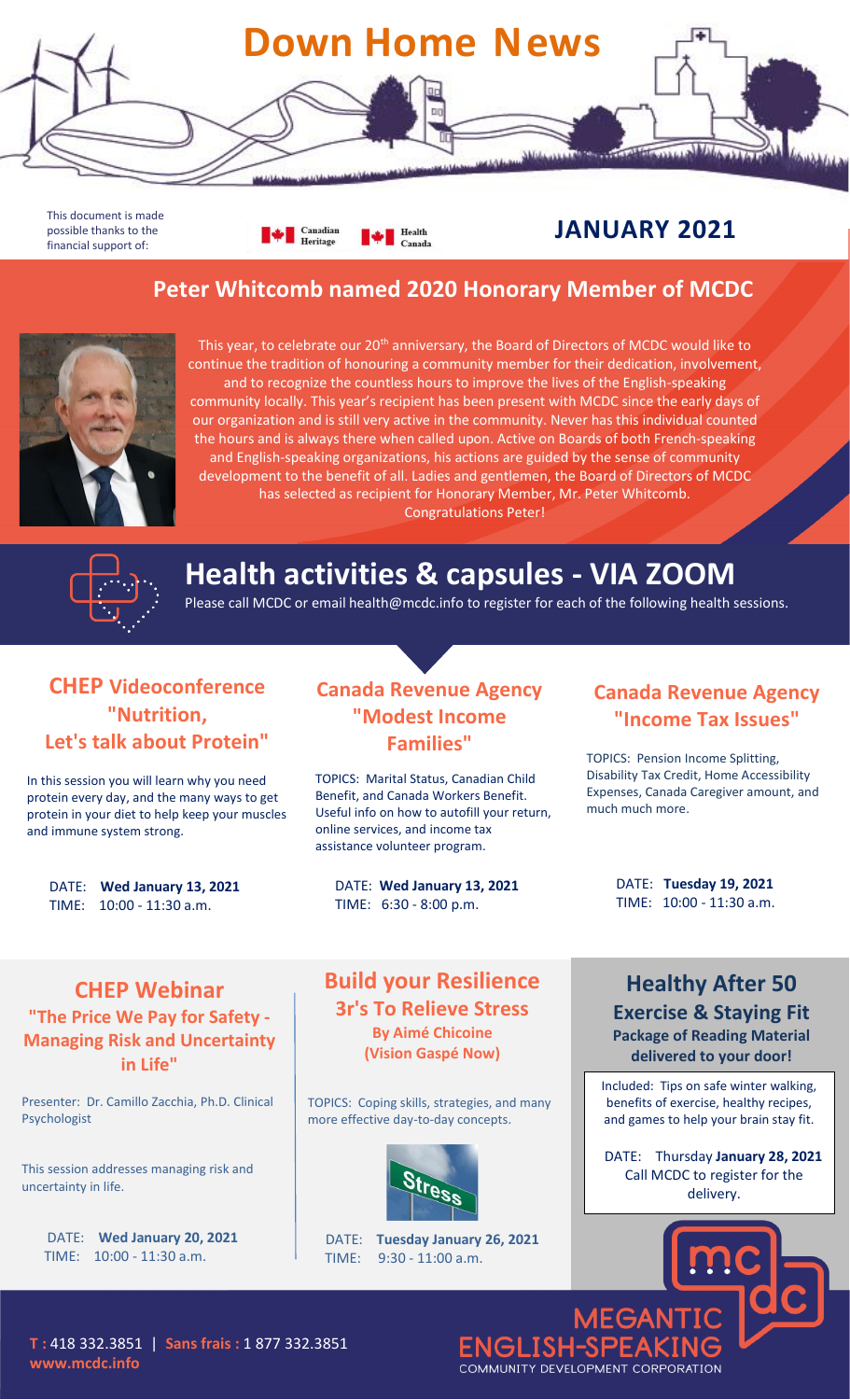# Down Home News

This document is made possible thanks to the financial support of: Canadian Heritage, Health Canada

**JANUARY 2021**

## Peter Whitcomb named 2020 Honorary Member of MCDC

This year, to celebrate our 20th anniversary, the Board of Directors of MCDC would like to continue the tradition of honouring a community member for their dedication, involvement, and to recognize the countless hours to improve the lives of the English-speaking community locally. This year's recipient has been present with MCDC since the early days of our organization and is still very active in the community. Never has this individual counted the hours and is always there when called upon. Active on Boards of both French-speaking and English-speaking organizations, his actions are guided by the sense of community development to the benefit of all. Ladies and gentlemen, the Board of Directors of MCDC has selected as recipient for Honorary Member, Mr. Peter Whitcomb. Congratulations Peter!

## Health activities & capsules - VIA ZOOM

Please call MCDC or email health@mcdc.info to register for each of the following health sessions.

### CHEP Videoconference "Nutrition, Let's talk about Protein"

In this session you will learn why you need protein every day, and the many ways to get protein in your diet to help keep your muscles and immune system strong.

DATE: **Wed January 13, 2021**
TIME: 10:00 - 11:30 a.m.

### Canada Revenue Agency "Modest Income Families"

TOPICS: Marital Status, Canadian Child Benefit, and Canada Workers Benefit. Useful info on how to autofill your return, online services, and income tax assistance volunteer program.

DATE: **Wed January 13, 2021**
TIME: 6:30 - 8:00 p.m.

### Canada Revenue Agency "Income Tax Issues"

TOPICS: Pension Income Splitting, Disability Tax Credit, Home Accessibility Expenses, Canada Caregiver amount, and much much more.

DATE: **Tuesday 19, 2021**
TIME: 10:00 - 11:30 a.m.

### CHEP Webinar "The Price We Pay for Safety - Managing Risk and Uncertainty in Life"

Presenter: Dr. Camillo Zacchia, Ph.D. Clinical Psychologist

This session addresses managing risk and uncertainty in life.

DATE: **Wed January 20, 2021**
TIME: 10:00 - 11:30 a.m.

### Build your Resilience 3r's To Relieve Stress

**By Aimé Chicoine (Vision Gaspé Now)**

TOPICS: Coping skills, strategies, and many more effective day-to-day concepts.

DATE: **Tuesday January 26, 2021**
TIME: 9:30 - 11:00 a.m.

### Healthy After 50 Exercise & Staying Fit

**Package of Reading Material delivered to your door!**

Included: Tips on safe winter walking, benefits of exercise, healthy recipes, and games to help your brain stay fit.

DATE: Thursday **January 28, 2021**
Call MCDC to register for the delivery.

**T :** 418 332.3851 | **Sans frais :** 1 877 332.3851
**www.mcdc.info**

MEGANTIC ENGLISH-SPEAKING COMMUNITY DEVELOPMENT CORPORATION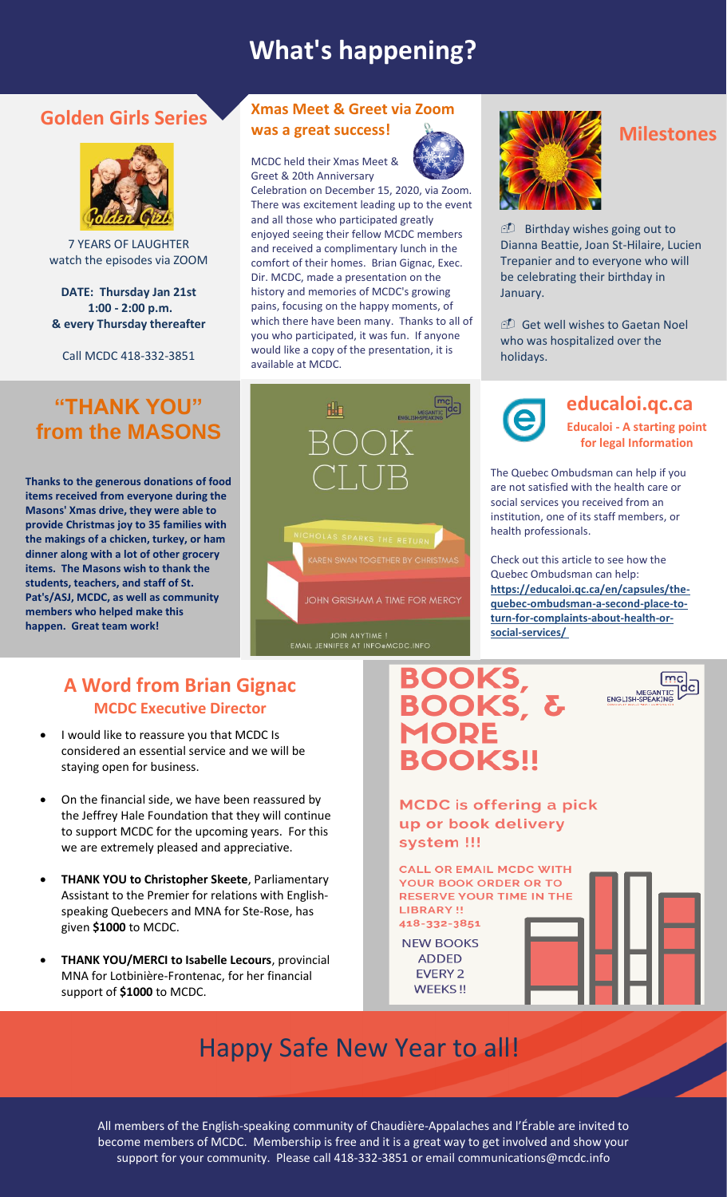# What's happening?

## Golden Girls Series

7 YEARS OF LAUGHTER
watch the episodes via ZOOM

**DATE: Thursday Jan 21st**
**1:00 - 2:00 p.m.**
**& every Thursday thereafter**

Call MCDC 418-332-3851

## Xmas Meet & Greet via Zoom was a great success!

MCDC held their Xmas Meet & Greet & 20th Anniversary Celebration on December 15, 2020, via Zoom. There was excitement leading up to the event and all those who participated greatly enjoyed seeing their fellow MCDC members and received a complimentary lunch in the comfort of their homes. Brian Gignac, Exec. Dir. MCDC, made a presentation on the history and memories of MCDC's growing pains, focusing on the happy moments, of which there have been many. Thanks to all of you who participated, it was fun. If anyone would like a copy of the presentation, it is available at MCDC.

## Milestones

Birthday wishes going out to Dianna Beattie, Joan St-Hilaire, Lucien Trepanier and to everyone who will be celebrating their birthday in January.

Get well wishes to Gaetan Noel who was hospitalized over the holidays.

## "THANK YOU" from the MASONS

**Thanks to the generous donations of food items received from everyone during the Masons' Xmas drive, they were able to provide Christmas joy to 35 families with the makings of a chicken, turkey, or ham dinner along with a lot of other grocery items. The Masons wish to thank the students, teachers, and staff of St. Pat's/ASJ, MCDC, as well as community members who helped make this happen. Great team work!**

## BOOK CLUB

NICHOLAS SPARKS THE RETURN
KAREN SWAN TOGETHER BY CHRISTMAS
JOHN GRISHAM A TIME FOR MERCY

JOIN ANYTIME !
EMAIL JENNIFER AT INFO@MCDC.INFO

## educaloi.qc.ca

**Educaloi - A starting point for legal Information**

The Quebec Ombudsman can help if you are not satisfied with the health care or social services you received from an institution, one of its staff members, or health professionals.

Check out this article to see how the Quebec Ombudsman can help: **https://educaloi.qc.ca/en/capsules/the-quebec-ombudsman-a-second-place-to-turn-for-complaints-about-health-or-social-services/**

## A Word from Brian Gignac
### MCDC Executive Director

- I would like to reassure you that MCDC Is considered an essential service and we will be staying open for business.
- On the financial side, we have been reassured by the Jeffrey Hale Foundation that they will continue to support MCDC for the upcoming years. For this we are extremely pleased and appreciative.
- **THANK YOU to Christopher Skeete**, Parliamentary Assistant to the Premier for relations with English-speaking Quebecers and MNA for Ste-Rose, has given **$1000** to MCDC.
- **THANK YOU/MERCI to Isabelle Lecours**, provincial MNA for Lotbinière-Frontenac, for her financial support of **$1000** to MCDC.

## BOOKS, BOOKS, & MORE BOOKS!!

**MCDC is offering a pick up or book delivery system !!!**

CALL OR EMAIL MCDC WITH YOUR BOOK ORDER OR TO RESERVE YOUR TIME IN THE LIBRARY !!
418-332-3851

NEW BOOKS ADDED EVERY 2 WEEKS !!

# Happy Safe New Year to all!

All members of the English-speaking community of Chaudière-Appalaches and l'Érable are invited to become members of MCDC. Membership is free and it is a great way to get involved and show your support for your community. Please call 418-332-3851 or email communications@mcdc.info